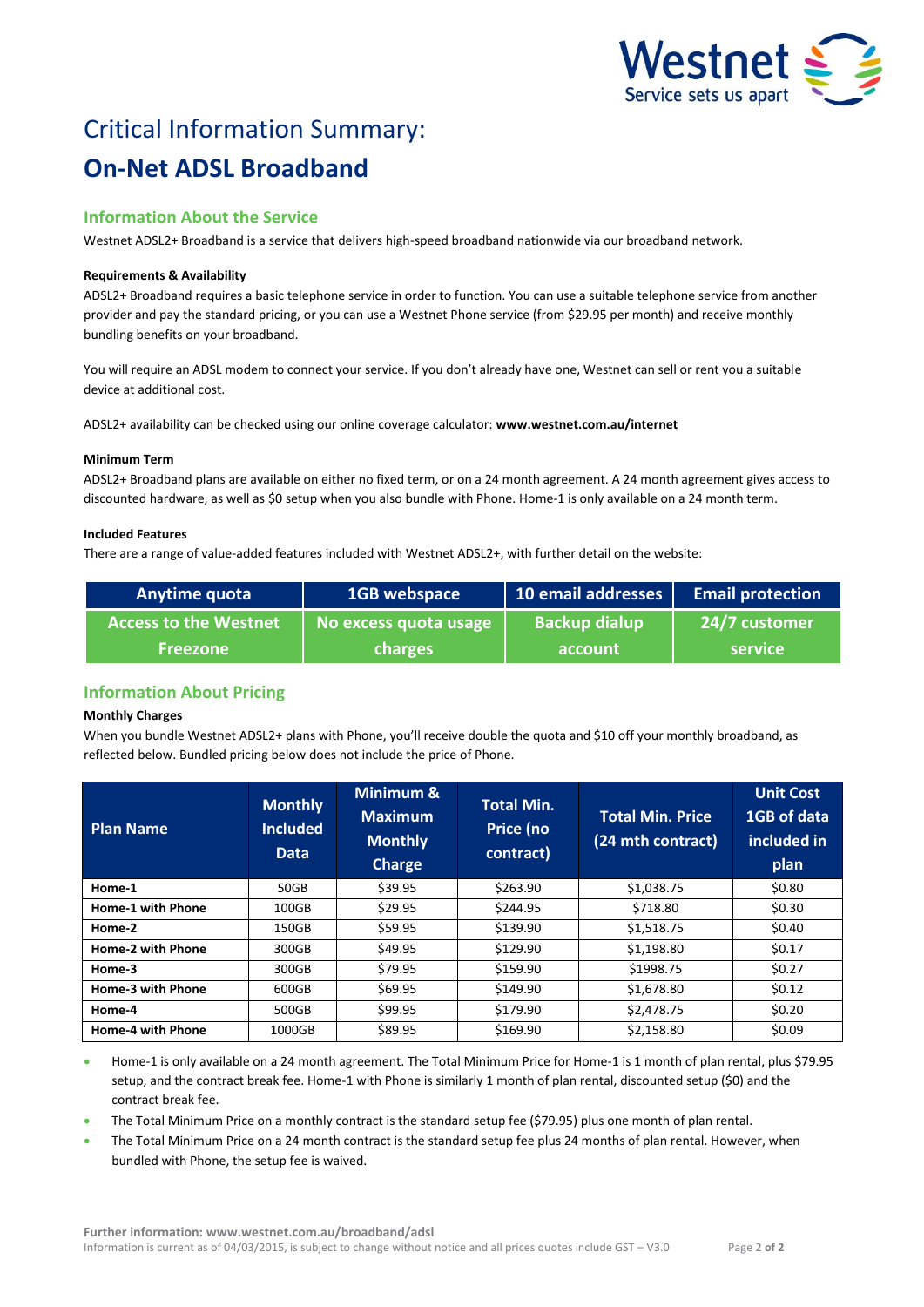# Critical Information Summary:

# On-Net ADSL Broadband

## Information About the Service

Westnet ADSL2+ Broadband is a service that delivers high-speed broadband nationwide via our broadband network.

**Requirements & Availability**

ADSL2+ Broadband requires a basic telephone service in order to function. You can use a suitable telephone service from another provider and pay the standard pricing, or you can use a Westnet Phone service (from $29.95 per month) and receive monthly bundling benefits on your broadband.

You will require an ADSL modem to connect your service. If you don't already have one, Westnet can sell or rent you a suitable device at additional cost.

ADSL2+ availability can be checked using our online coverage calculator: **www.westnet.com.au/internet**

**Minimum Term**

ADSL2+ Broadband plans are available on either no fixed term, or on a 24 month agreement. A 24 month agreement gives access to discounted hardware, as well as $0 setup when you also bundle with Phone. Home-1 is only available on a 24 month term.

**Included Features**

There are a range of value-added features included with Westnet ADSL2+, with further detail on the website:

| Anytime quota | 1GB webspace | 10 email addresses | Email protection |
|---|---|---|---|
| Access to the Westnet Freezone | No excess quota usage charges | Backup dialup account | 24/7 customer service |

## Information About Pricing

**Monthly Charges**

When you bundle Westnet ADSL2+ plans with Phone, you'll receive double the quota and $10 off your monthly broadband, as reflected below. Bundled pricing below does not include the price of Phone.

| Plan Name | Monthly Included Data | Minimum & Maximum Monthly Charge | Total Min. Price (no contract) | Total Min. Price (24 mth contract) | Unit Cost 1GB of data included in plan |
|---|---|---|---|---|---|
| **Home-1** | 50GB | $39.95 | $263.90 | $1,038.75 | $0.80 |
| **Home-1 with Phone** | 100GB | $29.95 | $244.95 | $718.80 | $0.30 |
| **Home-2** | 150GB | $59.95 | $139.90 | $1,518.75 | $0.40 |
| **Home-2 with Phone** | 300GB | $49.95 | $129.90 | $1,198.80 | $0.17 |
| **Home-3** | 300GB | $79.95 | $159.90 | $1998.75 | $0.27 |
| **Home-3 with Phone** | 600GB | $69.95 | $149.90 | $1,678.80 | $0.12 |
| **Home-4** | 500GB | $99.95 | $179.90 | $2,478.75 | $0.20 |
| **Home-4 with Phone** | 1000GB | $89.95 | $169.90 | $2,158.80 | $0.09 |

- Home-1 is only available on a 24 month agreement. The Total Minimum Price for Home-1 is 1 month of plan rental, plus $79.95 setup, and the contract break fee. Home-1 with Phone is similarly 1 month of plan rental, discounted setup ($0) and the contract break fee.
- The Total Minimum Price on a monthly contract is the standard setup fee ($79.95) plus one month of plan rental.
- The Total Minimum Price on a 24 month contract is the standard setup fee plus 24 months of plan rental. However, when bundled with Phone, the setup fee is waived.

**Further information: www.westnet.com.au/broadband/adsl**

Information is current as of 04/03/2015, is subject to change without notice and all prices quotes include GST – V3.0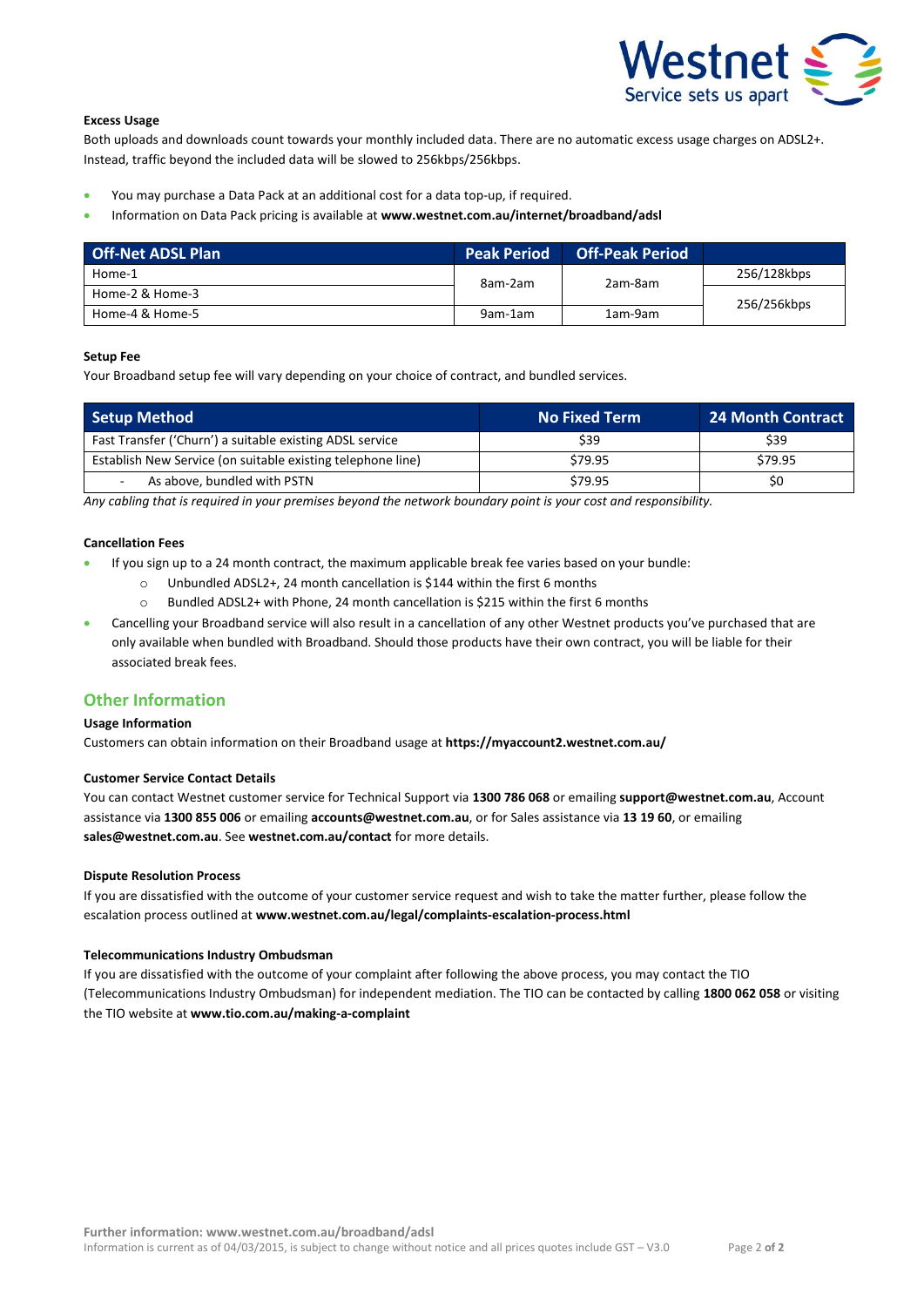**Excess Usage**

Both uploads and downloads count towards your monthly included data. There are no automatic excess usage charges on ADSL2+. Instead, traffic beyond the included data will be slowed to 256kbps/256kbps.

- You may purchase a Data Pack at an additional cost for a data top-up, if required.
- Information on Data Pack pricing is available at **www.westnet.com.au/internet/broadband/adsl**

| Off-Net ADSL Plan | Peak Period | Off-Peak Period | |
|---|---|---|---|
| Home-1 | 8am-2am | 2am-8am | 256/128kbps |
| Home-2 & Home-3 | | | 256/256kbps |
| Home-4 & Home-5 | 9am-1am | 1am-9am | |

**Setup Fee**

Your Broadband setup fee will vary depending on your choice of contract, and bundled services.

| Setup Method | No Fixed Term | 24 Month Contract |
|---|---|---|
| Fast Transfer ('Churn') a suitable existing ADSL service | $39 | $39 |
| Establish New Service (on suitable existing telephone line) | $79.95 | $79.95 |
| - As above, bundled with PSTN | $79.95 | $0 |

*Any cabling that is required in your premises beyond the network boundary point is your cost and responsibility.*

**Cancellation Fees**

- If you sign up to a 24 month contract, the maximum applicable break fee varies based on your bundle:
  - Unbundled ADSL2+, 24 month cancellation is $144 within the first 6 months
  - Bundled ADSL2+ with Phone, 24 month cancellation is $215 within the first 6 months
- Cancelling your Broadband service will also result in a cancellation of any other Westnet products you've purchased that are only available when bundled with Broadband. Should those products have their own contract, you will be liable for their associated break fees.

## Other Information

**Usage Information**

Customers can obtain information on their Broadband usage at **https://myaccount2.westnet.com.au/**

**Customer Service Contact Details**

You can contact Westnet customer service for Technical Support via **1300 786 068** or emailing **support@westnet.com.au**, Account assistance via **1300 855 006** or emailing **accounts@westnet.com.au**, or for Sales assistance via **13 19 60**, or emailing **sales@westnet.com.au**. See **westnet.com.au/contact** for more details.

**Dispute Resolution Process**

If you are dissatisfied with the outcome of your customer service request and wish to take the matter further, please follow the escalation process outlined at **www.westnet.com.au/legal/complaints-escalation-process.html**

**Telecommunications Industry Ombudsman**

If you are dissatisfied with the outcome of your complaint after following the above process, you may contact the TIO (Telecommunications Industry Ombudsman) for independent mediation. The TIO can be contacted by calling **1800 062 058** or visiting the TIO website at **www.tio.com.au/making-a-complaint**

**Further information: www.westnet.com.au/broadband/adsl**

Information is current as of 04/03/2015, is subject to change without notice and all prices quotes include GST – V3.0